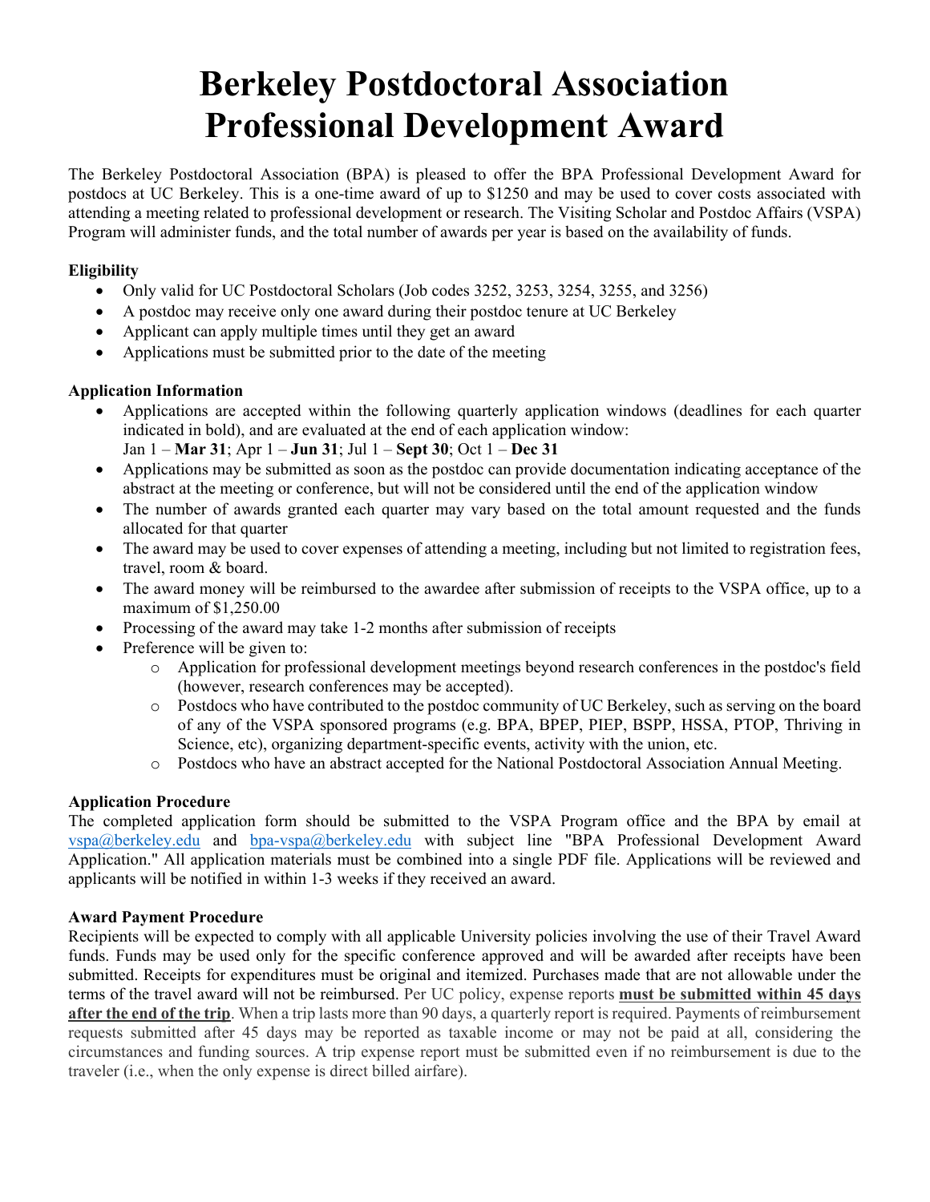# Berkeley Postdoctoral Association Professional Development Award

The Berkeley Postdoctoral Association (BPA) is pleased to offer the BPA Professional Development Award for postdocs at UC Berkeley. This is a one-time award of up to $1250 and may be used to cover costs associated with attending a meeting related to professional development or research. The Visiting Scholar and Postdoc Affairs (VSPA) Program will administer funds, and the total number of awards per year is based on the availability of funds.

**Eligibility**

- Only valid for UC Postdoctoral Scholars (Job codes 3252, 3253, 3254, 3255, and 3256)
- A postdoc may receive only one award during their postdoc tenure at UC Berkeley
- Applicant can apply multiple times until they get an award
- Applications must be submitted prior to the date of the meeting

**Application Information**

- Applications are accepted within the following quarterly application windows (deadlines for each quarter indicated in bold), and are evaluated at the end of each application window:
  Jan 1 – **Mar 31**; Apr 1 – **Jun 31**; Jul 1 – **Sept 30**; Oct 1 – **Dec 31**
- Applications may be submitted as soon as the postdoc can provide documentation indicating acceptance of the abstract at the meeting or conference, but will not be considered until the end of the application window
- The number of awards granted each quarter may vary based on the total amount requested and the funds allocated for that quarter
- The award may be used to cover expenses of attending a meeting, including but not limited to registration fees, travel, room & board.
- The award money will be reimbursed to the awardee after submission of receipts to the VSPA office, up to a maximum of $1,250.00
- Processing of the award may take 1-2 months after submission of receipts
- Preference will be given to:
  - Application for professional development meetings beyond research conferences in the postdoc's field (however, research conferences may be accepted).
  - Postdocs who have contributed to the postdoc community of UC Berkeley, such as serving on the board of any of the VSPA sponsored programs (e.g. BPA, BPEP, PIEP, BSPP, HSSA, PTOP, Thriving in Science, etc), organizing department-specific events, activity with the union, etc.
  - Postdocs who have an abstract accepted for the National Postdoctoral Association Annual Meeting.

**Application Procedure**

The completed application form should be submitted to the VSPA Program office and the BPA by email at vspa@berkeley.edu and bpa-vspa@berkeley.edu with subject line "BPA Professional Development Award Application." All application materials must be combined into a single PDF file. Applications will be reviewed and applicants will be notified in within 1-3 weeks if they received an award.

**Award Payment Procedure**

Recipients will be expected to comply with all applicable University policies involving the use of their Travel Award funds. Funds may be used only for the specific conference approved and will be awarded after receipts have been submitted. Receipts for expenditures must be original and itemized. Purchases made that are not allowable under the terms of the travel award will not be reimbursed. Per UC policy, expense reports **must be submitted within 45 days after the end of the trip**. When a trip lasts more than 90 days, a quarterly report is required. Payments of reimbursement requests submitted after 45 days may be reported as taxable income or may not be paid at all, considering the circumstances and funding sources. A trip expense report must be submitted even if no reimbursement is due to the traveler (i.e., when the only expense is direct billed airfare).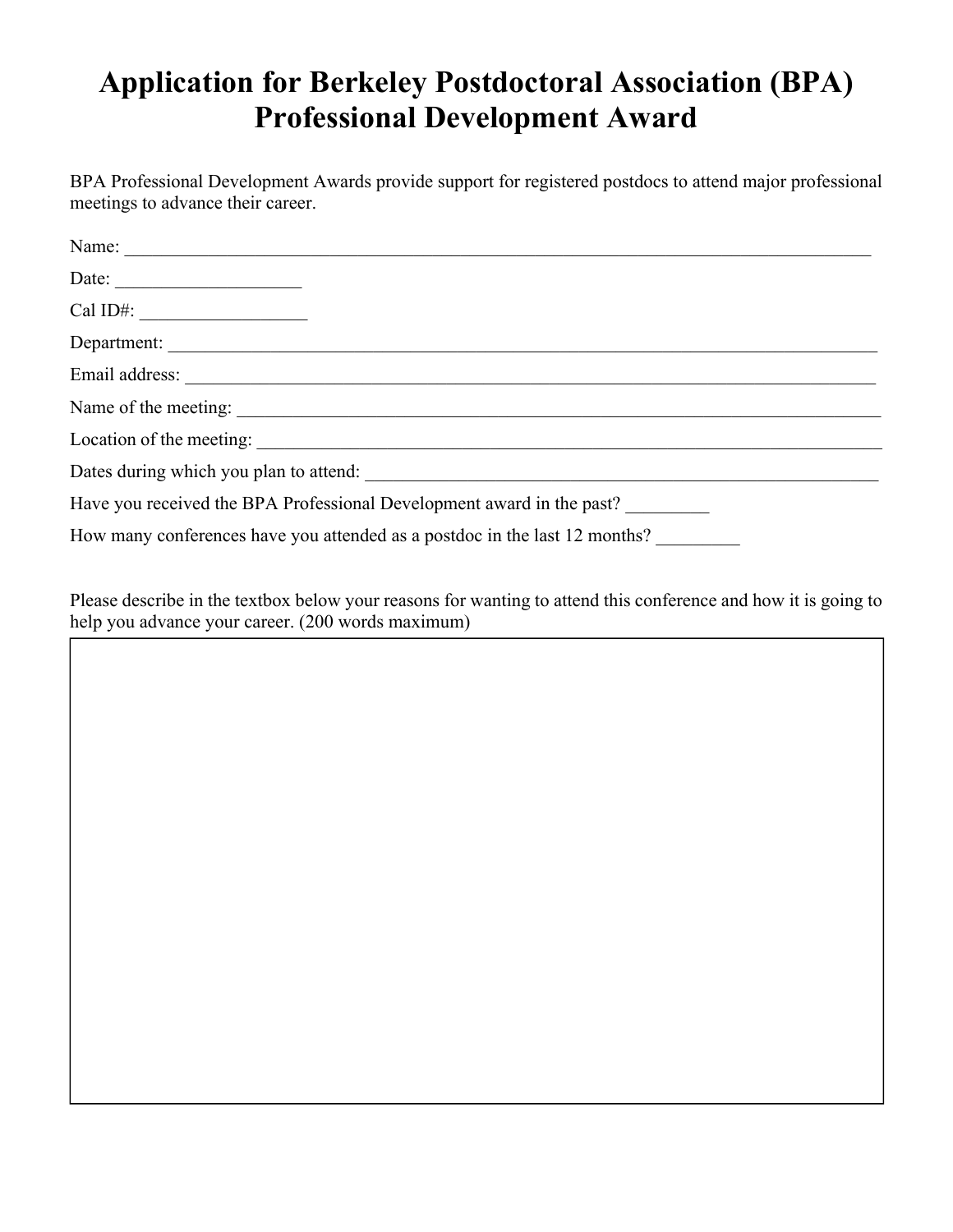# Application for Berkeley Postdoctoral Association (BPA) Professional Development Award

BPA Professional Development Awards provide support for registered postdocs to attend major professional meetings to advance their career.

Name: ____________________________________________________________________________

Date: ____________________

Cal ID#: __________________

Department: _______________________________________________________________________

Email address: _____________________________________________________________________

Name of the meeting: ________________________________________________________________

Location of the meeting: _____________________________________________________________

Dates during which you plan to attend: __________________________________________________

Have you received the BPA Professional Development award in the past? _________

How many conferences have you attended as a postdoc in the last 12 months? _________

Please describe in the textbox below your reasons for wanting to attend this conference and how it is going to help you advance your career. (200 words maximum)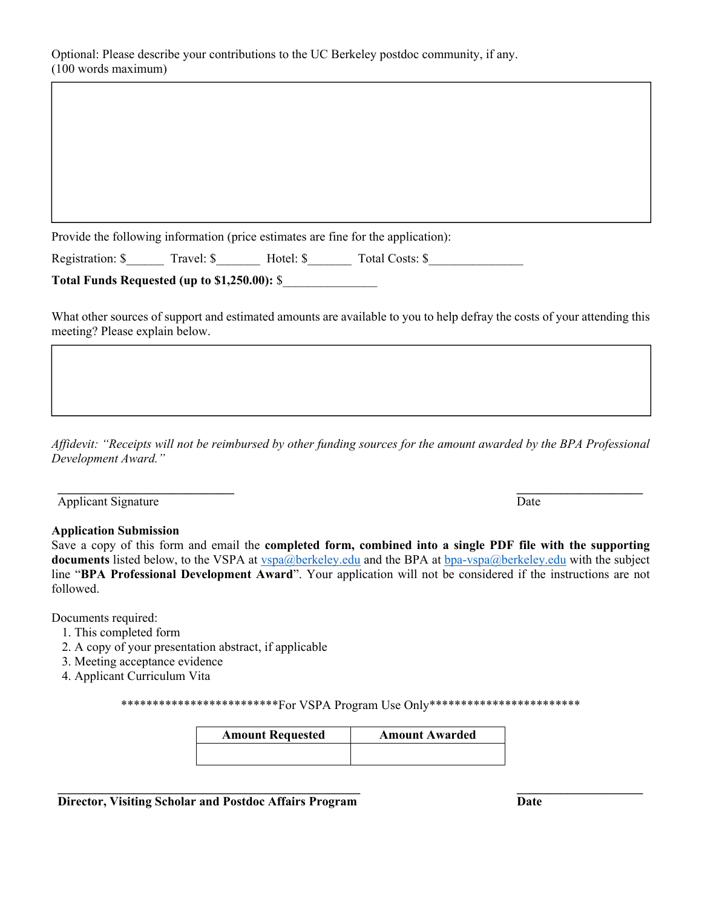Optional: Please describe your contributions to the UC Berkeley postdoc community, if any. (100 words maximum)

Provide the following information (price estimates are fine for the application):

Registration: $______ Travel: $_______ Hotel: $_______ Total Costs: $_______________

**Total Funds Requested (up to $1,250.00):** $_______________

What other sources of support and estimated amounts are available to you to help defray the costs of your attending this meeting? Please explain below.

*Affidevit: "Receipts will not be reimbursed by other funding sources for the amount awarded by the BPA Professional Development Award."*

_____________________________ _____________________

Applicant Signature Date

**Application Submission**

Save a copy of this form and email the **completed form, combined into a single PDF file with the supporting documents** listed below, to the VSPA at vspa@berkeley.edu and the BPA at bpa-vspa@berkeley.edu with the subject line "**BPA Professional Development Award**". Your application will not be considered if the instructions are not followed.

Documents required:

1. This completed form
2. A copy of your presentation abstract, if applicable
3. Meeting acceptance evidence
4. Applicant Curriculum Vita

************************For VSPA Program Use Only************************

| Amount Requested | Amount Awarded |
|---|---|
| | |

**_____________________________________________** **_____________________**

**Director, Visiting Scholar and Postdoc Affairs Program** **Date**